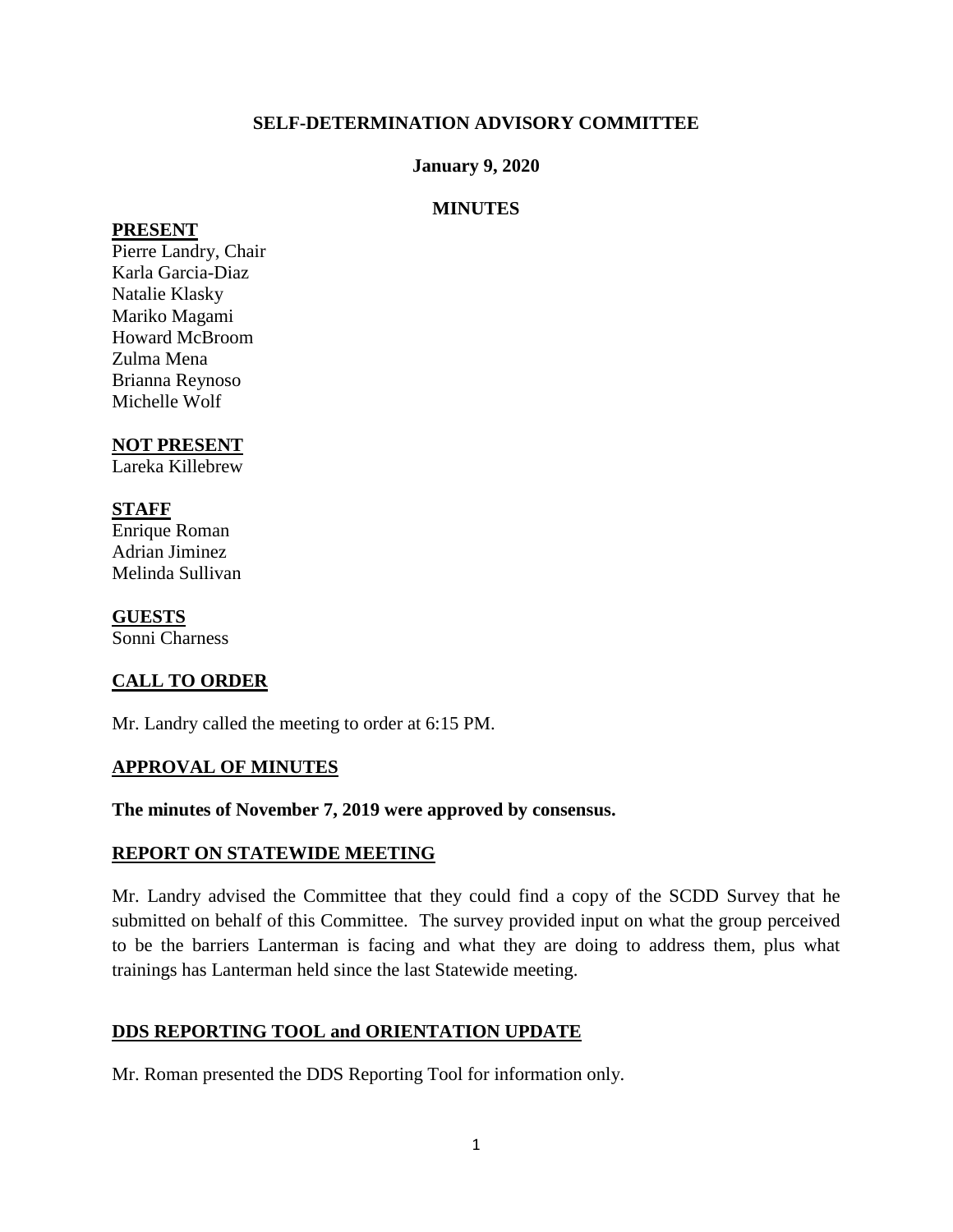# SELF-DETERMINATION ADVISORY COMMITTEE

**January 9, 2020**

**MINUTES**

**PRESENT**

Pierre Landry, Chair
Karla Garcia-Diaz
Natalie Klasky
Mariko Magami
Howard McBroom
Zulma Mena
Brianna Reynoso
Michelle Wolf

**NOT PRESENT**

Lareka Killebrew

**STAFF**

Enrique Roman
Adrian Jiminez
Melinda Sullivan

**GUESTS**

Sonni Charness

## CALL TO ORDER

Mr. Landry called the meeting to order at 6:15 PM.

## APPROVAL OF MINUTES

**The minutes of November 7, 2019 were approved by consensus.**

## REPORT ON STATEWIDE MEETING

Mr. Landry advised the Committee that they could find a copy of the SCDD Survey that he submitted on behalf of this Committee. The survey provided input on what the group perceived to be the barriers Lanterman is facing and what they are doing to address them, plus what trainings has Lanterman held since the last Statewide meeting.

## DDS REPORTING TOOL and ORIENTATION UPDATE

Mr. Roman presented the DDS Reporting Tool for information only.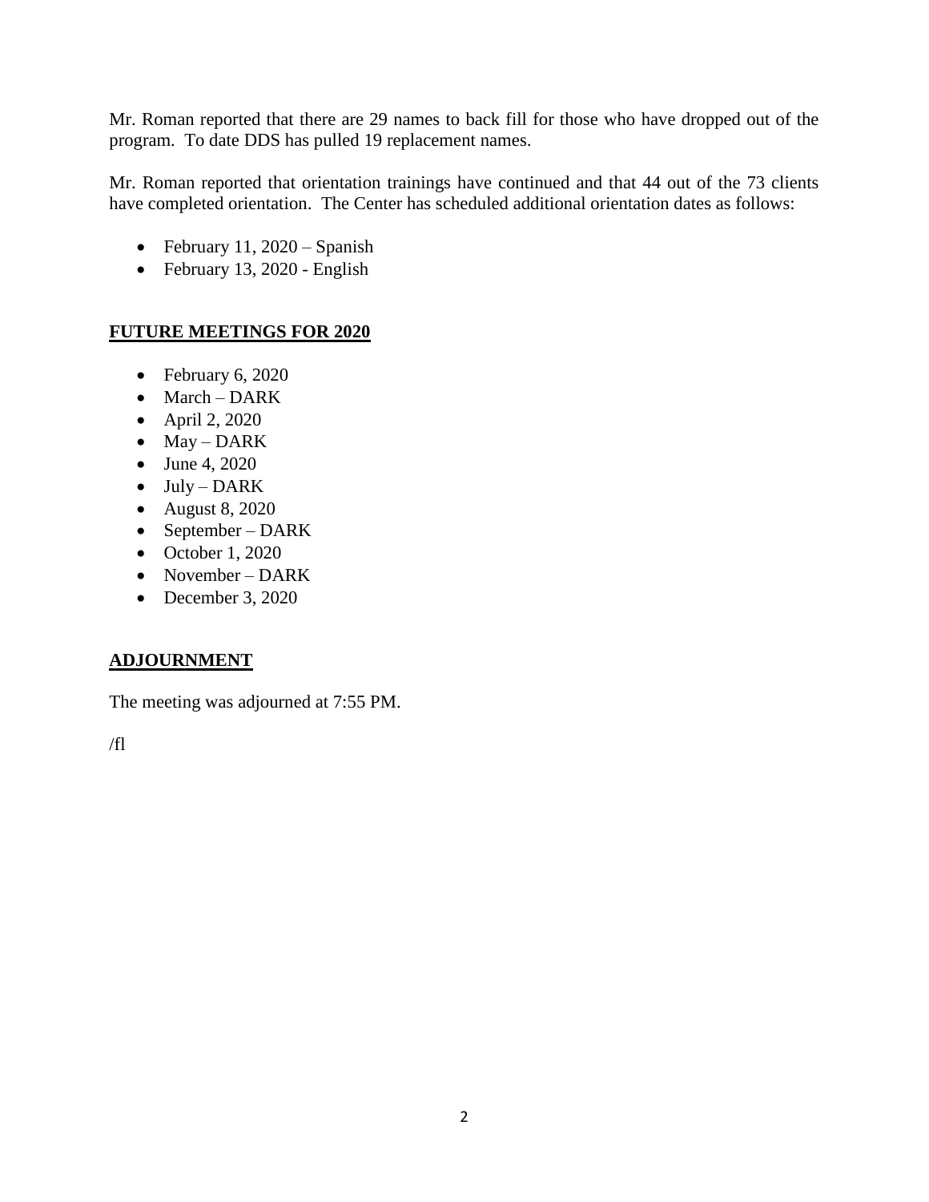Mr. Roman reported that there are 29 names to back fill for those who have dropped out of the program. To date DDS has pulled 19 replacement names.

Mr. Roman reported that orientation trainings have continued and that 44 out of the 73 clients have completed orientation. The Center has scheduled additional orientation dates as follows:

- February 11, 2020 – Spanish
- February 13, 2020 - English

## FUTURE MEETINGS FOR 2020

- February 6, 2020
- March – DARK
- April 2, 2020
- May – DARK
- June 4, 2020
- July – DARK
- August 8, 2020
- September – DARK
- October 1, 2020
- November – DARK
- December 3, 2020

## ADJOURNMENT

The meeting was adjourned at 7:55 PM.

/fl